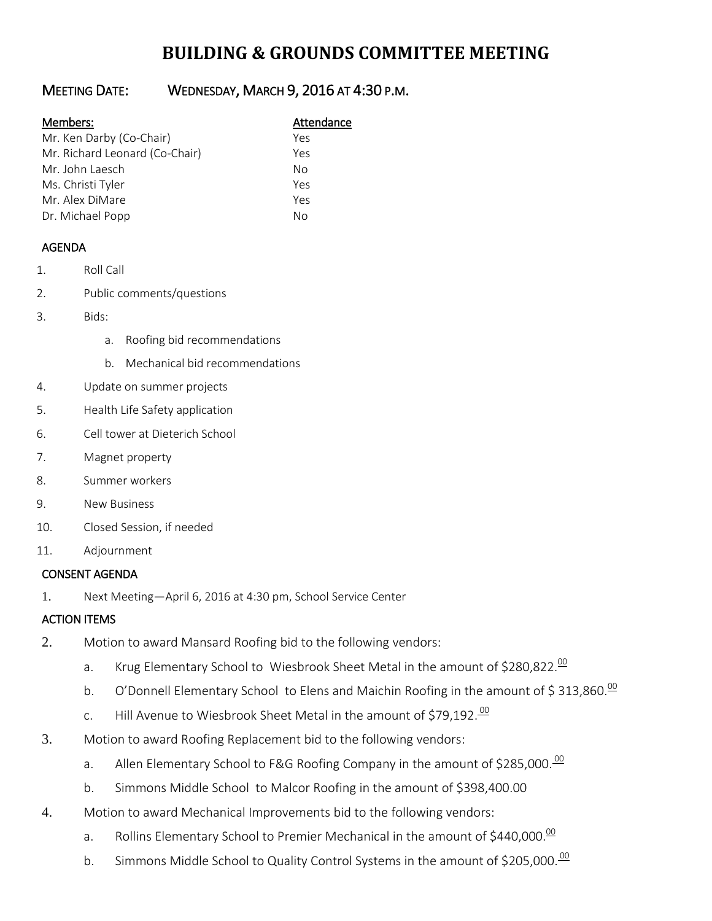# BUILDING & GROUNDS COMMITTEE MEETING

## MEETING DATE: WEDNESDAY, MARCH 9, 2016 AT 4:30 P.M.

| Members: | Attendance |
|---|---|
| Mr. Ken Darby (Co-Chair) | Yes |
| Mr. Richard Leonard (Co-Chair) | Yes |
| Mr. John Laesch | No |
| Ms. Christi Tyler | Yes |
| Mr. Alex DiMare | Yes |
| Dr. Michael Popp | No |

### AGENDA

1. Roll Call
2. Public comments/questions
3. Bids:
   a. Roofing bid recommendations
   b. Mechanical bid recommendations
4. Update on summer projects
5. Health Life Safety application
6. Cell tower at Dieterich School
7. Magnet property
8. Summer workers
9. New Business
10. Closed Session, if needed
11. Adjournment

### CONSENT AGENDA

1. Next Meeting—April 6, 2016 at 4:30 pm, School Service Center

### ACTION ITEMS

2. Motion to award Mansard Roofing bid to the following vendors:
   a. Krug Elementary School to Wiesbrook Sheet Metal in the amount of $280,822.00
   b. O'Donnell Elementary School to Elens and Maichin Roofing in the amount of $ 313,860.00
   c. Hill Avenue to Wiesbrook Sheet Metal in the amount of $79,192.00
3. Motion to award Roofing Replacement bid to the following vendors:
   a. Allen Elementary School to F&G Roofing Company in the amount of $285,000.00
   b. Simmons Middle School to Malcor Roofing in the amount of $398,400.00
4. Motion to award Mechanical Improvements bid to the following vendors:
   a. Rollins Elementary School to Premier Mechanical in the amount of $440,000.00
   b. Simmons Middle School to Quality Control Systems in the amount of $205,000.00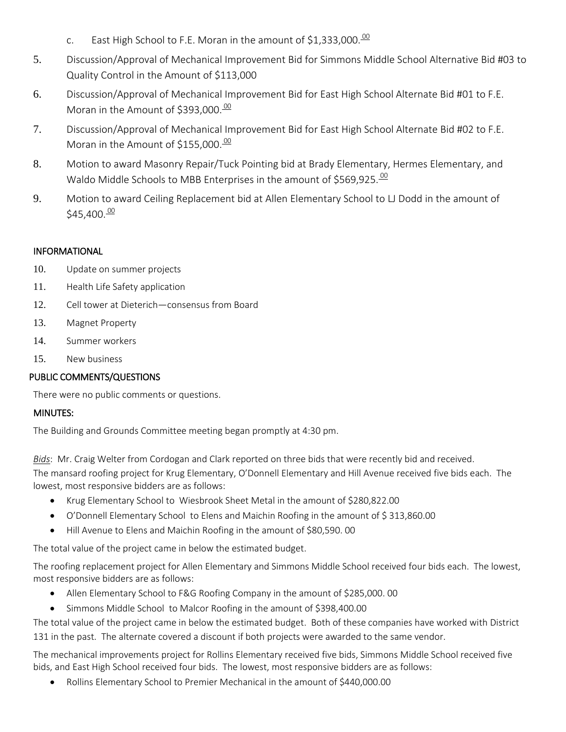c. East High School to F.E. Moran in the amount of $1,333,000.00

5. Discussion/Approval of Mechanical Improvement Bid for Simmons Middle School Alternative Bid #03 to Quality Control in the Amount of $113,000
6. Discussion/Approval of Mechanical Improvement Bid for East High School Alternate Bid #01 to F.E. Moran in the Amount of $393,000.00
7. Discussion/Approval of Mechanical Improvement Bid for East High School Alternate Bid #02 to F.E. Moran in the Amount of $155,000.00
8. Motion to award Masonry Repair/Tuck Pointing bid at Brady Elementary, Hermes Elementary, and Waldo Middle Schools to MBB Enterprises in the amount of $569,925.00
9. Motion to award Ceiling Replacement bid at Allen Elementary School to LJ Dodd in the amount of $45,400.00

## INFORMATIONAL

10. Update on summer projects
11. Health Life Safety application
12. Cell tower at Dieterich—consensus from Board
13. Magnet Property
14. Summer workers
15. New business

## PUBLIC COMMENTS/QUESTIONS

There were no public comments or questions.

## MINUTES:

The Building and Grounds Committee meeting began promptly at 4:30 pm.

*Bids*: Mr. Craig Welter from Cordogan and Clark reported on three bids that were recently bid and received. The mansard roofing project for Krug Elementary, O'Donnell Elementary and Hill Avenue received five bids each. The lowest, most responsive bidders are as follows:

- Krug Elementary School to Wiesbrook Sheet Metal in the amount of $280,822.00
- O'Donnell Elementary School to Elens and Maichin Roofing in the amount of $ 313,860.00
- Hill Avenue to Elens and Maichin Roofing in the amount of $80,590. 00

The total value of the project came in below the estimated budget.

The roofing replacement project for Allen Elementary and Simmons Middle School received four bids each. The lowest, most responsive bidders are as follows:

- Allen Elementary School to F&G Roofing Company in the amount of $285,000. 00
- Simmons Middle School to Malcor Roofing in the amount of $398,400.00

The total value of the project came in below the estimated budget. Both of these companies have worked with District 131 in the past. The alternate covered a discount if both projects were awarded to the same vendor.

The mechanical improvements project for Rollins Elementary received five bids, Simmons Middle School received five bids, and East High School received four bids. The lowest, most responsive bidders are as follows:

- Rollins Elementary School to Premier Mechanical in the amount of $440,000.00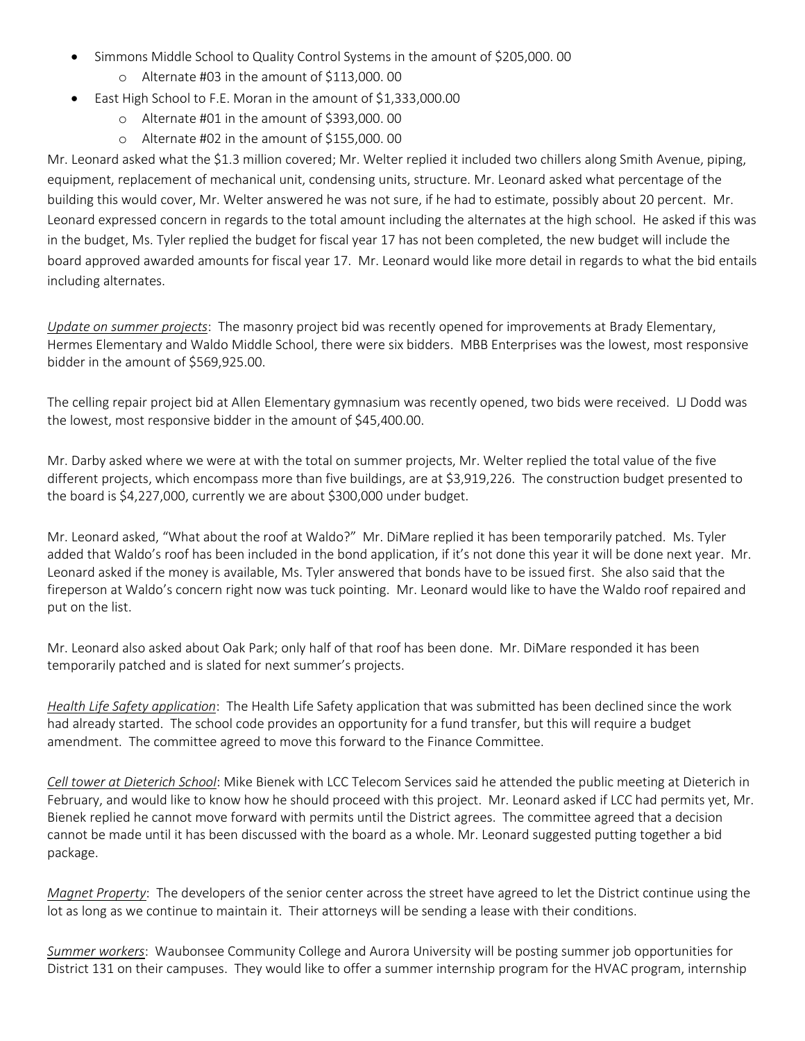- Simmons Middle School to Quality Control Systems in the amount of $205,000. 00
    - Alternate #03 in the amount of $113,000. 00
- East High School to F.E. Moran in the amount of $1,333,000.00
    - Alternate #01 in the amount of $393,000. 00
    - Alternate #02 in the amount of $155,000. 00

Mr. Leonard asked what the $1.3 million covered; Mr. Welter replied it included two chillers along Smith Avenue, piping, equipment, replacement of mechanical unit, condensing units, structure. Mr. Leonard asked what percentage of the building this would cover, Mr. Welter answered he was not sure, if he had to estimate, possibly about 20 percent. Mr. Leonard expressed concern in regards to the total amount including the alternates at the high school. He asked if this was in the budget, Ms. Tyler replied the budget for fiscal year 17 has not been completed, the new budget will include the board approved awarded amounts for fiscal year 17. Mr. Leonard would like more detail in regards to what the bid entails including alternates.

*Update on summer projects*: The masonry project bid was recently opened for improvements at Brady Elementary, Hermes Elementary and Waldo Middle School, there were six bidders. MBB Enterprises was the lowest, most responsive bidder in the amount of $569,925.00.

The celling repair project bid at Allen Elementary gymnasium was recently opened, two bids were received. LJ Dodd was the lowest, most responsive bidder in the amount of $45,400.00.

Mr. Darby asked where we were at with the total on summer projects, Mr. Welter replied the total value of the five different projects, which encompass more than five buildings, are at $3,919,226. The construction budget presented to the board is $4,227,000, currently we are about $300,000 under budget.

Mr. Leonard asked, "What about the roof at Waldo?" Mr. DiMare replied it has been temporarily patched. Ms. Tyler added that Waldo's roof has been included in the bond application, if it's not done this year it will be done next year. Mr. Leonard asked if the money is available, Ms. Tyler answered that bonds have to be issued first. She also said that the fireperson at Waldo's concern right now was tuck pointing. Mr. Leonard would like to have the Waldo roof repaired and put on the list.

Mr. Leonard also asked about Oak Park; only half of that roof has been done. Mr. DiMare responded it has been temporarily patched and is slated for next summer's projects.

*Health Life Safety application*: The Health Life Safety application that was submitted has been declined since the work had already started. The school code provides an opportunity for a fund transfer, but this will require a budget amendment. The committee agreed to move this forward to the Finance Committee.

*Cell tower at Dieterich School*: Mike Bienek with LCC Telecom Services said he attended the public meeting at Dieterich in February, and would like to know how he should proceed with this project. Mr. Leonard asked if LCC had permits yet, Mr. Bienek replied he cannot move forward with permits until the District agrees. The committee agreed that a decision cannot be made until it has been discussed with the board as a whole. Mr. Leonard suggested putting together a bid package.

*Magnet Property*: The developers of the senior center across the street have agreed to let the District continue using the lot as long as we continue to maintain it. Their attorneys will be sending a lease with their conditions.

*Summer workers*: Waubonsee Community College and Aurora University will be posting summer job opportunities for District 131 on their campuses. They would like to offer a summer internship program for the HVAC program, internship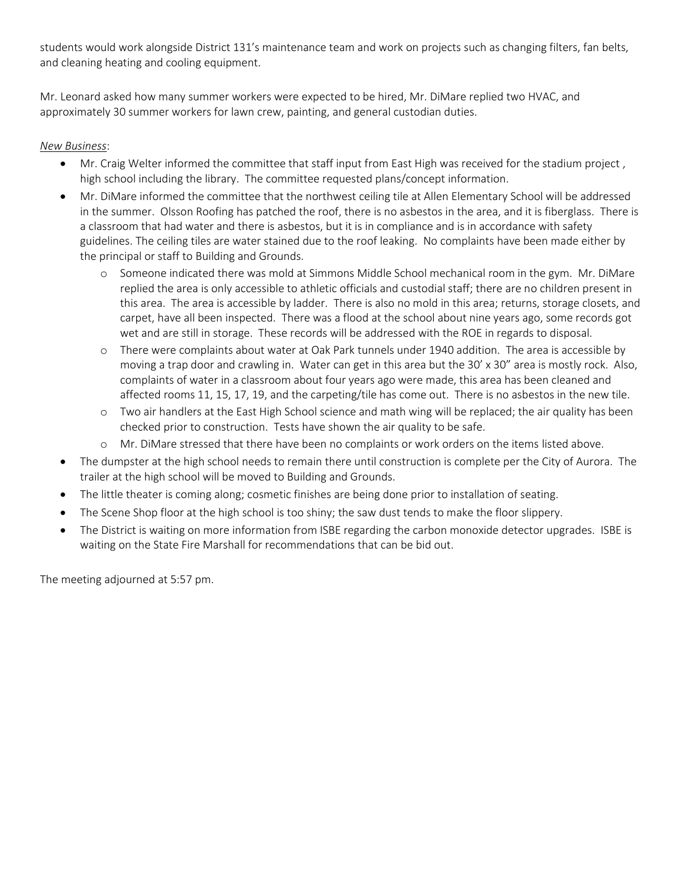students would work alongside District 131's maintenance team and work on projects such as changing filters, fan belts, and cleaning heating and cooling equipment.

Mr. Leonard asked how many summer workers were expected to be hired, Mr. DiMare replied two HVAC, and approximately 30 summer workers for lawn crew, painting, and general custodian duties.

*New Business*:

- Mr. Craig Welter informed the committee that staff input from East High was received for the stadium project , high school including the library. The committee requested plans/concept information.
- Mr. DiMare informed the committee that the northwest ceiling tile at Allen Elementary School will be addressed in the summer. Olsson Roofing has patched the roof, there is no asbestos in the area, and it is fiberglass. There is a classroom that had water and there is asbestos, but it is in compliance and is in accordance with safety guidelines. The ceiling tiles are water stained due to the roof leaking. No complaints have been made either by the principal or staff to Building and Grounds.
    - Someone indicated there was mold at Simmons Middle School mechanical room in the gym. Mr. DiMare replied the area is only accessible to athletic officials and custodial staff; there are no children present in this area. The area is accessible by ladder. There is also no mold in this area; returns, storage closets, and carpet, have all been inspected. There was a flood at the school about nine years ago, some records got wet and are still in storage. These records will be addressed with the ROE in regards to disposal.
    - There were complaints about water at Oak Park tunnels under 1940 addition. The area is accessible by moving a trap door and crawling in. Water can get in this area but the 30' x 30" area is mostly rock. Also, complaints of water in a classroom about four years ago were made, this area has been cleaned and affected rooms 11, 15, 17, 19, and the carpeting/tile has come out. There is no asbestos in the new tile.
    - Two air handlers at the East High School science and math wing will be replaced; the air quality has been checked prior to construction. Tests have shown the air quality to be safe.
    - Mr. DiMare stressed that there have been no complaints or work orders on the items listed above.
- The dumpster at the high school needs to remain there until construction is complete per the City of Aurora. The trailer at the high school will be moved to Building and Grounds.
- The little theater is coming along; cosmetic finishes are being done prior to installation of seating.
- The Scene Shop floor at the high school is too shiny; the saw dust tends to make the floor slippery.
- The District is waiting on more information from ISBE regarding the carbon monoxide detector upgrades. ISBE is waiting on the State Fire Marshall for recommendations that can be bid out.

The meeting adjourned at 5:57 pm.